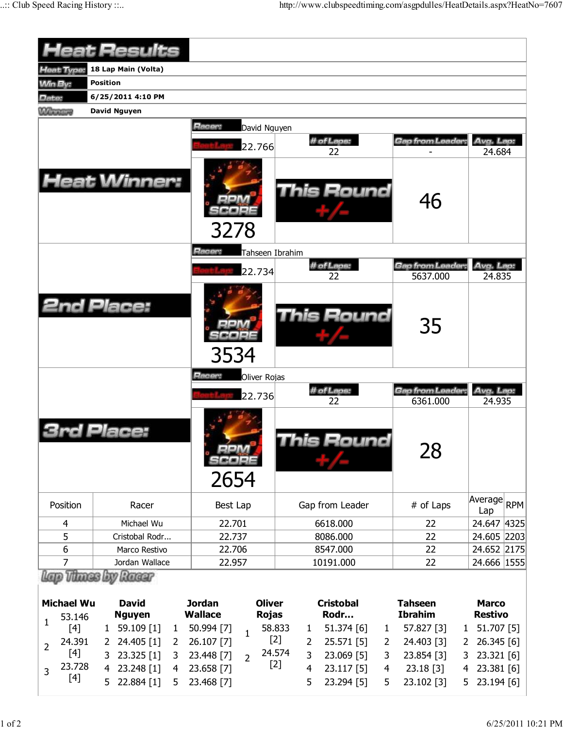# Heat Results

| | |
|---|---|
| Heat Type: | 18 Lap Main (Volta) |
| Win By: | Position |
| Date: | 6/25/2011 4:10 PM |
| Winner: | David Nguyen |

## Heat Winner:

| Racer: | David Nguyen | | |
|---|---|---|---|
| Best Lap: 22.766 | # of Laps: 22 | Gap from Leader: - | Avg. Lap: 24.684 |
| RPM SCORE 3278 | This Round +/- | 46 | |

## 2nd Place:

| Racer: | Tahseen Ibrahim | | |
|---|---|---|---|
| Best Lap: 22.734 | # of Laps: 22 | Gap from Leader: 5637.000 | Avg. Lap: 24.835 |
| RPM SCORE 3534 | This Round +/- | 35 | |

## 3rd Place:

| Racer: | Oliver Rojas | | |
|---|---|---|---|
| Best Lap: 22.736 | # of Laps: 22 | Gap from Leader: 6361.000 | Avg. Lap: 24.935 |
| RPM SCORE 2654 | This Round +/- | 28 | |

| Position | Racer | Best Lap | Gap from Leader | # of Laps | Average Lap | RPM |
|---|---|---|---|---|---|---|
| 4 | Michael Wu | 22.701 | 6618.000 | 22 | 24.647 | 4325 |
| 5 | Cristobal Rodr... | 22.737 | 8086.000 | 22 | 24.605 | 2203 |
| 6 | Marco Restivo | 22.706 | 8547.000 | 22 | 24.652 | 2175 |
| 7 | Jordan Wallace | 22.957 | 10191.000 | 22 | 24.666 | 1555 |

## Lap Times by Racer

| Lap | Michael Wu | David Nguyen | Jordan Wallace | Oliver Rojas | Cristobal Rodr... | Tahseen Ibrahim | Marco Restivo |
|---|---|---|---|---|---|---|---|
| 1 | 53.146 [4] | 59.109 [1] | 50.994 [7] | 58.833 [2] | 51.374 [6] | 57.827 [3] | 51.707 [5] |
| 2 | 24.391 [4] | 24.405 [1] | 26.107 [7] | 24.574 [2] | 25.571 [5] | 24.403 [3] | 26.345 [6] |
| 3 | 23.728 [4] | 23.325 [1] | 23.448 [7] | | 23.069 [5] | 23.854 [3] | 23.321 [6] |
| 4 | | 23.248 [1] | 23.658 [7] | | 23.117 [5] | 23.18 [3] | 23.381 [6] |
| 5 | | 22.884 [1] | 23.468 [7] | | 23.294 [5] | 23.102 [3] | 23.194 [6] |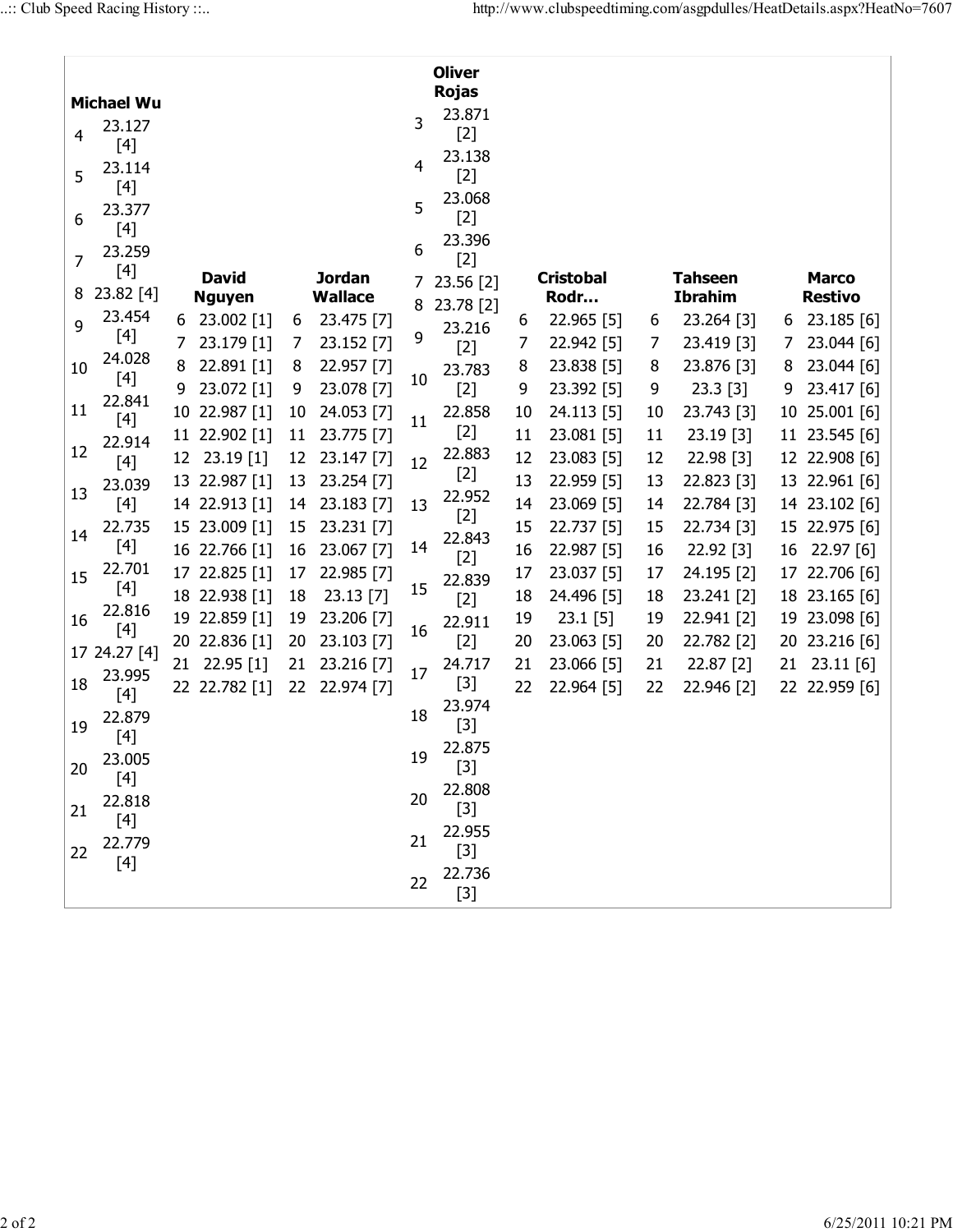| Michael Wu | | David Nguyen | | Jordan Wallace | | Oliver Rojas | | Cristobal Rodr… | | Tahseen Ibrahim | | Marco Restivo | |
|---|---|---|---|---|---|---|---|---|---|---|---|---|---|
| 4 | 23.127 [4] | | | | | 3 | 23.871 [2] | | | | | | |
| 5 | 23.114 [4] | | | | | 4 | 23.138 [2] | | | | | | |
| 6 | 23.377 [4] | 6 | 23.002 [1] | 6 | 23.475 [7] | 5 | 23.068 [2] | 6 | 22.965 [5] | 6 | 23.264 [3] | 6 | 23.185 [6] |
| 7 | 23.259 [4] | 7 | 23.179 [1] | 7 | 23.152 [7] | 6 | 23.396 [2] | 7 | 22.942 [5] | 7 | 23.419 [3] | 7 | 23.044 [6] |
| 8 | 23.82 [4] | 8 | 22.891 [1] | 8 | 22.957 [7] | 7 | 23.56 [2] | 8 | 23.838 [5] | 8 | 23.876 [3] | 8 | 23.044 [6] |
| 9 | 23.454 [4] | 9 | 23.072 [1] | 9 | 23.078 [7] | 8 | 23.78 [2] | 9 | 23.392 [5] | 9 | 23.3 [3] | 9 | 23.417 [6] |
| 10 | 24.028 [4] | 10 | 22.987 [1] | 10 | 24.053 [7] | 9 | 23.216 [2] | 10 | 24.113 [5] | 10 | 23.743 [3] | 10 | 25.001 [6] |
| 11 | 22.841 [4] | 11 | 22.902 [1] | 11 | 23.775 [7] | 10 | 23.783 [2] | 11 | 23.081 [5] | 11 | 23.19 [3] | 11 | 23.545 [6] |
| 12 | 22.914 [4] | 12 | 23.19 [1] | 12 | 23.147 [7] | 11 | 22.858 [2] | 12 | 23.083 [5] | 12 | 22.98 [3] | 12 | 22.908 [6] |
| 13 | 23.039 [4] | 13 | 22.987 [1] | 13 | 23.254 [7] | 12 | 22.883 [2] | 13 | 22.959 [5] | 13 | 22.823 [3] | 13 | 22.961 [6] |
| 14 | 22.735 [4] | 14 | 22.913 [1] | 14 | 23.183 [7] | 13 | 22.952 [2] | 14 | 23.069 [5] | 14 | 22.784 [3] | 14 | 23.102 [6] |
| 15 | 22.701 [4] | 15 | 23.009 [1] | 15 | 23.231 [7] | 14 | 22.843 [2] | 15 | 22.737 [5] | 15 | 22.734 [3] | 15 | 22.975 [6] |
| 16 | 22.816 [4] | 16 | 22.766 [1] | 16 | 23.067 [7] | 15 | 22.839 [2] | 16 | 22.987 [5] | 16 | 22.92 [3] | 16 | 22.97 [6] |
| 17 | 24.27 [4] | 17 | 22.825 [1] | 17 | 22.985 [7] | 16 | 22.911 [2] | 17 | 23.037 [5] | 17 | 24.195 [2] | 17 | 22.706 [6] |
| 18 | 23.995 [4] | 18 | 22.938 [1] | 18 | 23.13 [7] | 17 | 24.717 [3] | 18 | 24.496 [5] | 18 | 23.241 [2] | 18 | 23.165 [6] |
| 19 | 22.879 [4] | 19 | 22.859 [1] | 19 | 23.206 [7] | 18 | 23.974 [3] | 19 | 23.1 [5] | 19 | 22.941 [2] | 19 | 23.098 [6] |
| 20 | 23.005 [4] | 20 | 22.836 [1] | 20 | 23.103 [7] | 19 | 22.875 [3] | 20 | 23.063 [5] | 20 | 22.782 [2] | 20 | 23.216 [6] |
| 21 | 22.818 [4] | 21 | 22.95 [1] | 21 | 23.216 [7] | 20 | 22.808 [3] | 21 | 23.066 [5] | 21 | 22.87 [2] | 21 | 23.11 [6] |
| 22 | 22.779 [4] | 22 | 22.782 [1] | 22 | 22.974 [7] | 21 | 22.955 [3] | 22 | 22.964 [5] | 22 | 22.946 [2] | 22 | 22.959 [6] |
| | | | | | | 22 | 22.736 [3] | | | | | | |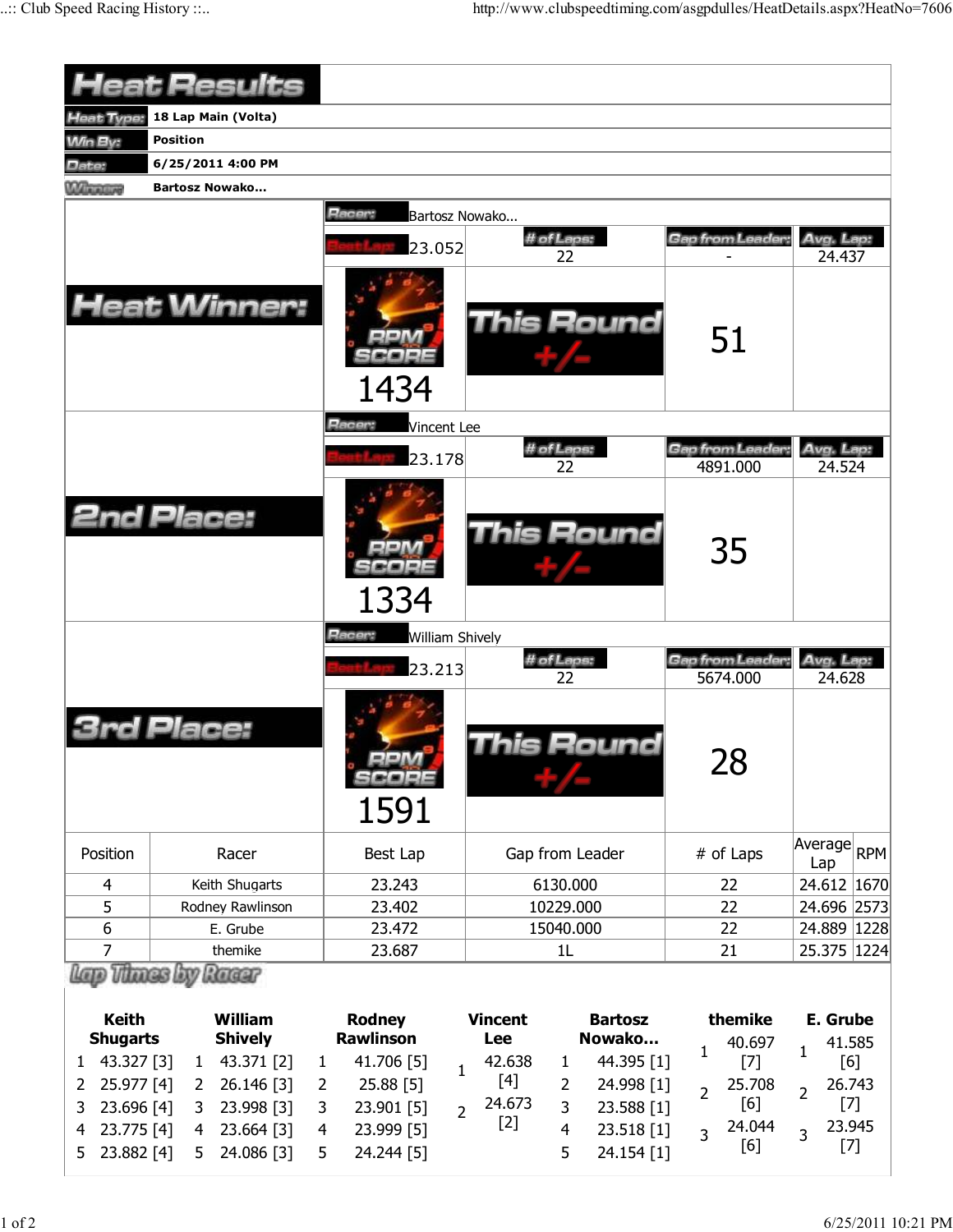# Heat Results

| | |
|---|---|
| Heat Type: | 18 Lap Main (Volta) |
| Win By: | Position |
| Date: | 6/25/2011 4:00 PM |
| Winner: | Bartosz Nowako... |

## Heat Winner:

Racer: Bartosz Nowako...

| Best Lap | # of Laps | Gap from Leader | Avg. Lap |
|---|---|---|---|
| 23.052 | 22 | - | 24.437 |

RPM SCORE: 1434

This Round +/-: 51

## 2nd Place:

Racer: Vincent Lee

| Best Lap | # of Laps | Gap from Leader | Avg. Lap |
|---|---|---|---|
| 23.178 | 22 | 4891.000 | 24.524 |

RPM SCORE: 1334

This Round +/-: 35

## 3rd Place:

Racer: William Shively

| Best Lap | # of Laps | Gap from Leader | Avg. Lap |
|---|---|---|---|
| 23.213 | 22 | 5674.000 | 24.628 |

RPM SCORE: 1591

This Round +/-: 28

| Position | Racer | Best Lap | Gap from Leader | # of Laps | Average Lap | RPM |
|---|---|---|---|---|---|---|
| 4 | Keith Shugarts | 23.243 | 6130.000 | 22 | 24.612 | 1670 |
| 5 | Rodney Rawlinson | 23.402 | 10229.000 | 22 | 24.696 | 2573 |
| 6 | E. Grube | 23.472 | 15040.000 | 22 | 24.889 | 1228 |
| 7 | themike | 23.687 | 1L | 21 | 25.375 | 1224 |

## Lap Times by Racer

| Lap | Keith Shugarts | William Shively | Rodney Rawlinson | Vincent Lee | Bartosz Nowako... | themike | E. Grube |
|---|---|---|---|---|---|---|---|
| 1 | 43.327 [3] | 43.371 [2] | 41.706 [5] | 42.638 [4] | 44.395 [1] | 40.697 [7] | 41.585 [6] |
| 2 | 25.977 [4] | 26.146 [3] | 25.88 [5] | 24.673 [2] | 24.998 [1] | 25.708 [6] | 26.743 [7] |
| 3 | 23.696 [4] | 23.998 [3] | 23.901 [5] | | 23.588 [1] | 24.044 [6] | 23.945 [7] |
| 4 | 23.775 [4] | 23.664 [3] | 23.999 [5] | | 23.518 [1] | | |
| 5 | 23.882 [4] | 24.086 [3] | 24.244 [5] | | 24.154 [1] | | |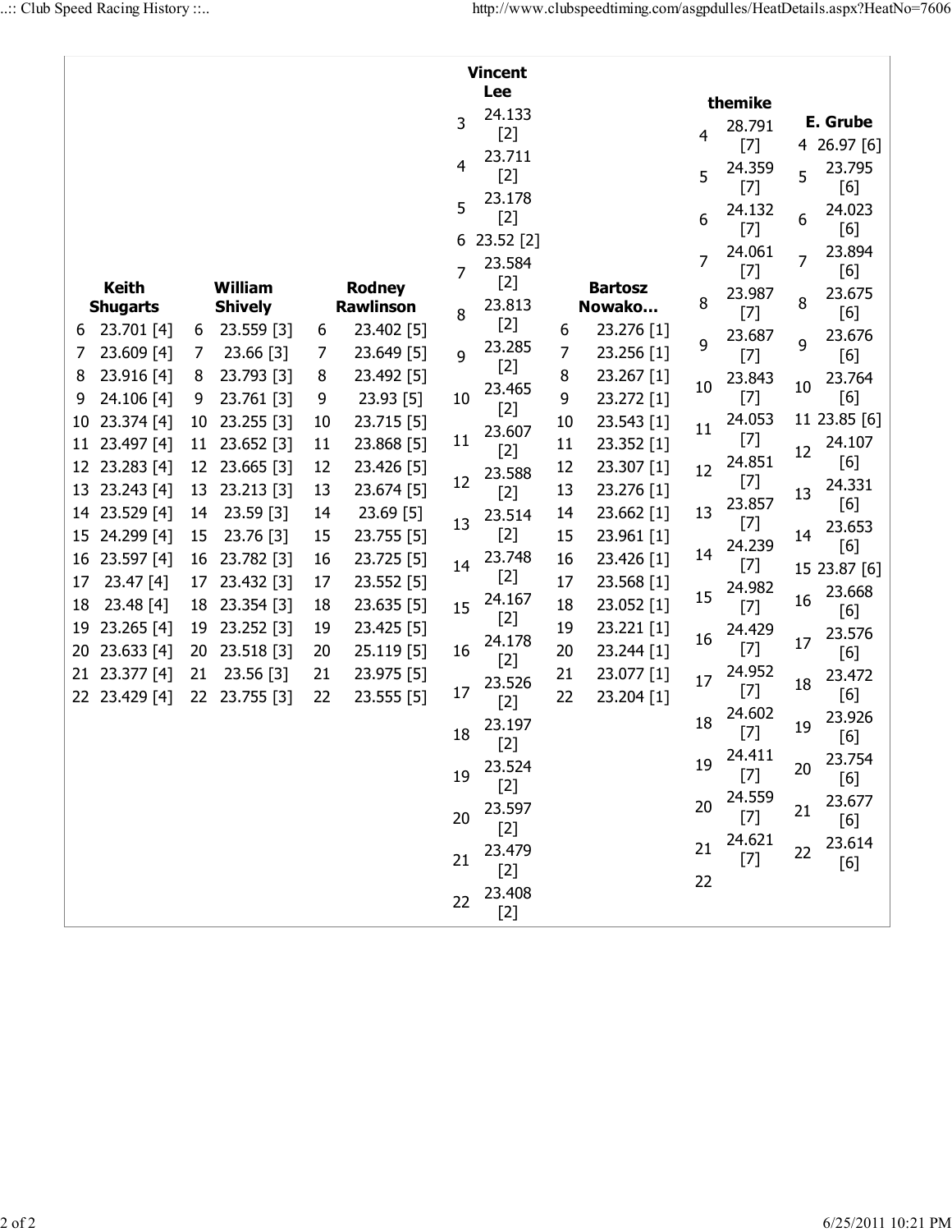| | Keith Shugarts | William Shively | Rodney Rawlinson | Vincent Lee | Bartosz Nowako... | themike | E. Grube |
|---|---|---|---|---|---|---|---|
| 3 | | | | 24.133 [2] | | | |
| 4 | | | | 23.711 [2] | | 28.791 [7] | 26.97 [6] |
| 5 | | | | 23.178 [2] | | 24.359 [7] | 23.795 [6] |
| 6 | 23.701 [4] | 23.559 [3] | 23.402 [5] | 23.52 [2] | 23.276 [1] | 24.132 [7] | 24.023 [6] |
| 7 | 23.609 [4] | 23.66 [3] | 23.649 [5] | 23.584 [2] | 23.256 [1] | 24.061 [7] | 23.894 [6] |
| 8 | 23.916 [4] | 23.793 [3] | 23.492 [5] | 23.813 [2] | 23.267 [1] | 23.987 [7] | 23.675 [6] |
| 9 | 24.106 [4] | 23.761 [3] | 23.93 [5] | 23.285 [2] | 23.272 [1] | 23.687 [7] | 23.676 [6] |
| 10 | 23.374 [4] | 23.255 [3] | 23.715 [5] | 23.465 [2] | 23.543 [1] | 23.843 [7] | 23.764 [6] |
| 11 | 23.497 [4] | 23.652 [3] | 23.868 [5] | 23.607 [2] | 23.352 [1] | 24.053 [7] | 23.85 [6] |
| 12 | 23.283 [4] | 23.665 [3] | 23.426 [5] | 23.588 [2] | 23.307 [1] | 24.851 [7] | 24.107 [6] |
| 13 | 23.243 [4] | 23.213 [3] | 23.674 [5] | 23.514 [2] | 23.276 [1] | 23.857 [7] | 24.331 [6] |
| 14 | 23.529 [4] | 23.59 [3] | 23.69 [5] | 23.748 [2] | 23.662 [1] | 24.239 [7] | 23.653 [6] |
| 15 | 24.299 [4] | 23.76 [3] | 23.755 [5] | 24.167 [2] | 23.961 [1] | 24.982 [7] | 23.87 [6] |
| 16 | 23.597 [4] | 23.782 [3] | 23.725 [5] | 24.178 [2] | 23.426 [1] | 24.429 [7] | 23.668 [6] |
| 17 | 23.47 [4] | 23.432 [3] | 23.552 [5] | 23.526 [2] | 23.568 [1] | 24.952 [7] | 23.576 [6] |
| 18 | 23.48 [4] | 23.354 [3] | 23.635 [5] | 23.197 [2] | 23.052 [1] | 24.602 [7] | 23.472 [6] |
| 19 | 23.265 [4] | 23.252 [3] | 23.425 [5] | 23.524 [2] | 23.221 [1] | 24.411 [7] | 23.926 [6] |
| 20 | 23.633 [4] | 23.518 [3] | 25.119 [5] | 23.597 [2] | 23.244 [1] | 24.559 [7] | 23.754 [6] |
| 21 | 23.377 [4] | 23.56 [3] | 23.975 [5] | 23.479 [2] | 23.077 [1] | 24.621 [7] | 23.677 [6] |
| 22 | 23.429 [4] | 23.755 [3] | 23.555 [5] | 23.408 [2] | 23.204 [1] | | 23.614 [6] |